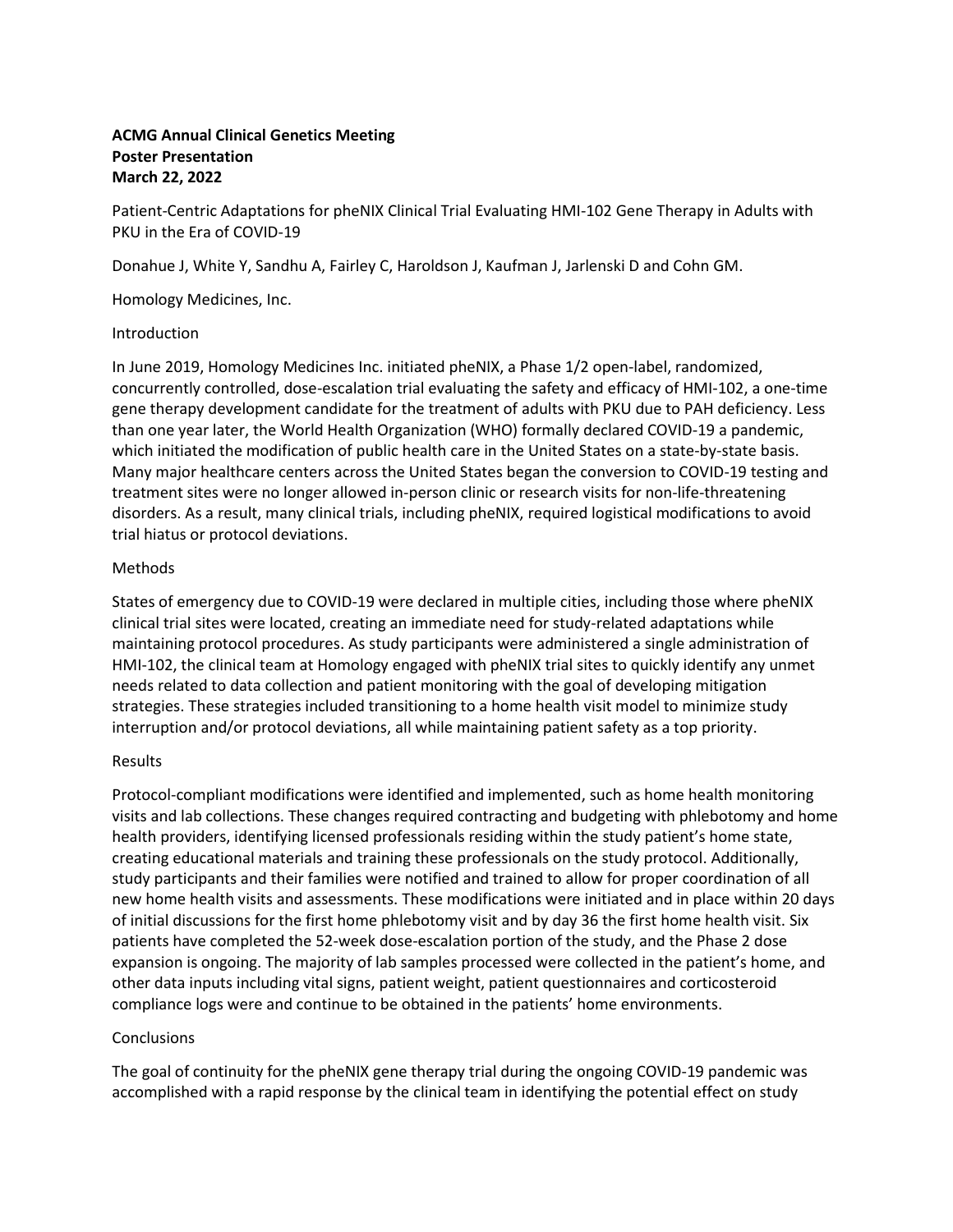**ACMG Annual Clinical Genetics Meeting**
**Poster Presentation**
**March 22, 2022**

Patient-Centric Adaptations for pheNIX Clinical Trial Evaluating HMI-102 Gene Therapy in Adults with PKU in the Era of COVID-19

Donahue J, White Y, Sandhu A, Fairley C, Haroldson J, Kaufman J, Jarlenski D and Cohn GM.

Homology Medicines, Inc.

## Introduction

In June 2019, Homology Medicines Inc. initiated pheNIX, a Phase 1/2 open-label, randomized, concurrently controlled, dose-escalation trial evaluating the safety and efficacy of HMI-102, a one-time gene therapy development candidate for the treatment of adults with PKU due to PAH deficiency. Less than one year later, the World Health Organization (WHO) formally declared COVID-19 a pandemic, which initiated the modification of public health care in the United States on a state-by-state basis. Many major healthcare centers across the United States began the conversion to COVID-19 testing and treatment sites were no longer allowed in-person clinic or research visits for non-life-threatening disorders. As a result, many clinical trials, including pheNIX, required logistical modifications to avoid trial hiatus or protocol deviations.

## Methods

States of emergency due to COVID-19 were declared in multiple cities, including those where pheNIX clinical trial sites were located, creating an immediate need for study-related adaptations while maintaining protocol procedures. As study participants were administered a single administration of HMI-102, the clinical team at Homology engaged with pheNIX trial sites to quickly identify any unmet needs related to data collection and patient monitoring with the goal of developing mitigation strategies. These strategies included transitioning to a home health visit model to minimize study interruption and/or protocol deviations, all while maintaining patient safety as a top priority.

## Results

Protocol-compliant modifications were identified and implemented, such as home health monitoring visits and lab collections. These changes required contracting and budgeting with phlebotomy and home health providers, identifying licensed professionals residing within the study patient's home state, creating educational materials and training these professionals on the study protocol. Additionally, study participants and their families were notified and trained to allow for proper coordination of all new home health visits and assessments. These modifications were initiated and in place within 20 days of initial discussions for the first home phlebotomy visit and by day 36 the first home health visit. Six patients have completed the 52-week dose-escalation portion of the study, and the Phase 2 dose expansion is ongoing. The majority of lab samples processed were collected in the patient's home, and other data inputs including vital signs, patient weight, patient questionnaires and corticosteroid compliance logs were and continue to be obtained in the patients' home environments.

## Conclusions

The goal of continuity for the pheNIX gene therapy trial during the ongoing COVID-19 pandemic was accomplished with a rapid response by the clinical team in identifying the potential effect on study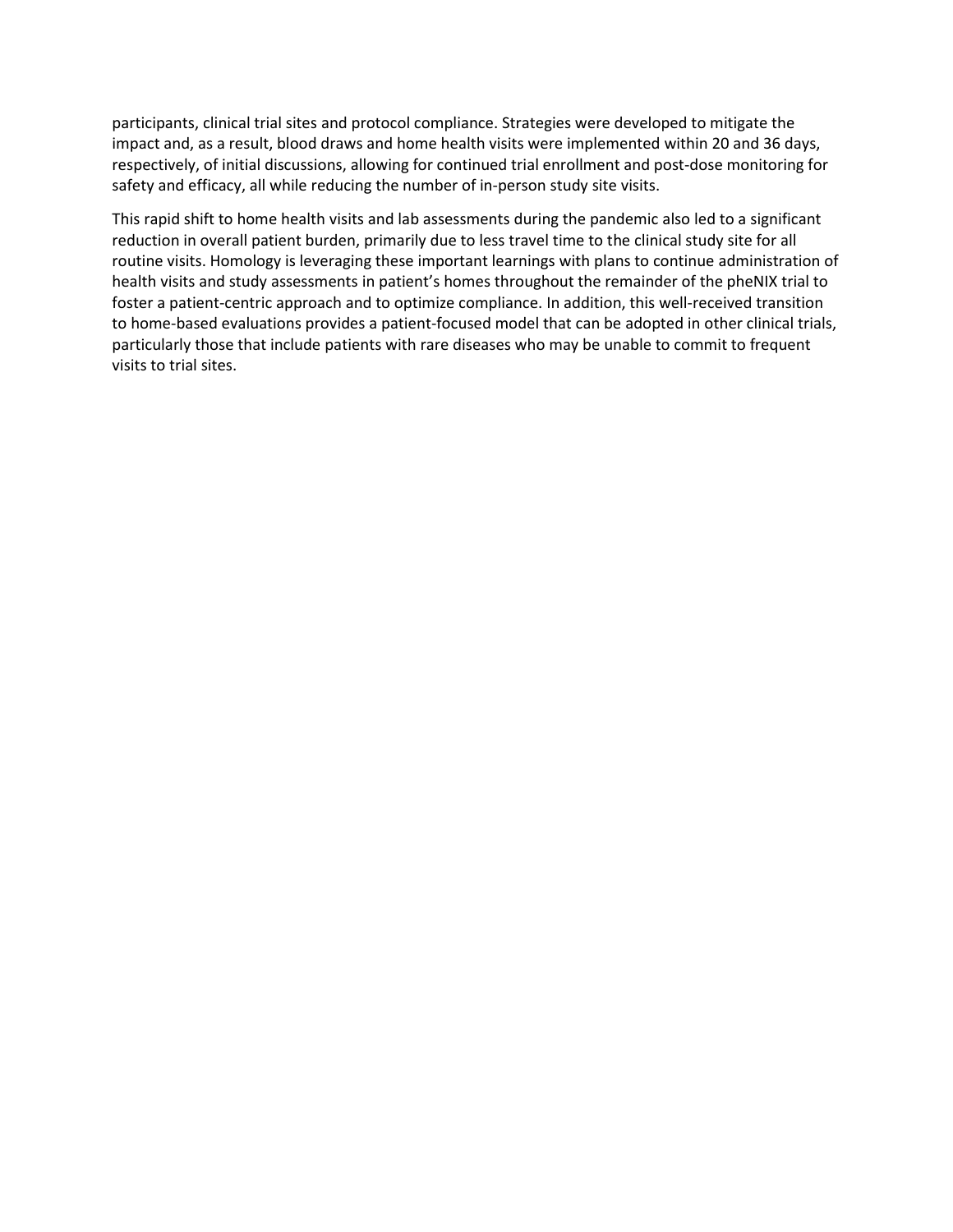participants, clinical trial sites and protocol compliance. Strategies were developed to mitigate the impact and, as a result, blood draws and home health visits were implemented within 20 and 36 days, respectively, of initial discussions, allowing for continued trial enrollment and post-dose monitoring for safety and efficacy, all while reducing the number of in-person study site visits.

This rapid shift to home health visits and lab assessments during the pandemic also led to a significant reduction in overall patient burden, primarily due to less travel time to the clinical study site for all routine visits. Homology is leveraging these important learnings with plans to continue administration of health visits and study assessments in patient's homes throughout the remainder of the pheNIX trial to foster a patient-centric approach and to optimize compliance. In addition, this well-received transition to home-based evaluations provides a patient-focused model that can be adopted in other clinical trials, particularly those that include patients with rare diseases who may be unable to commit to frequent visits to trial sites.